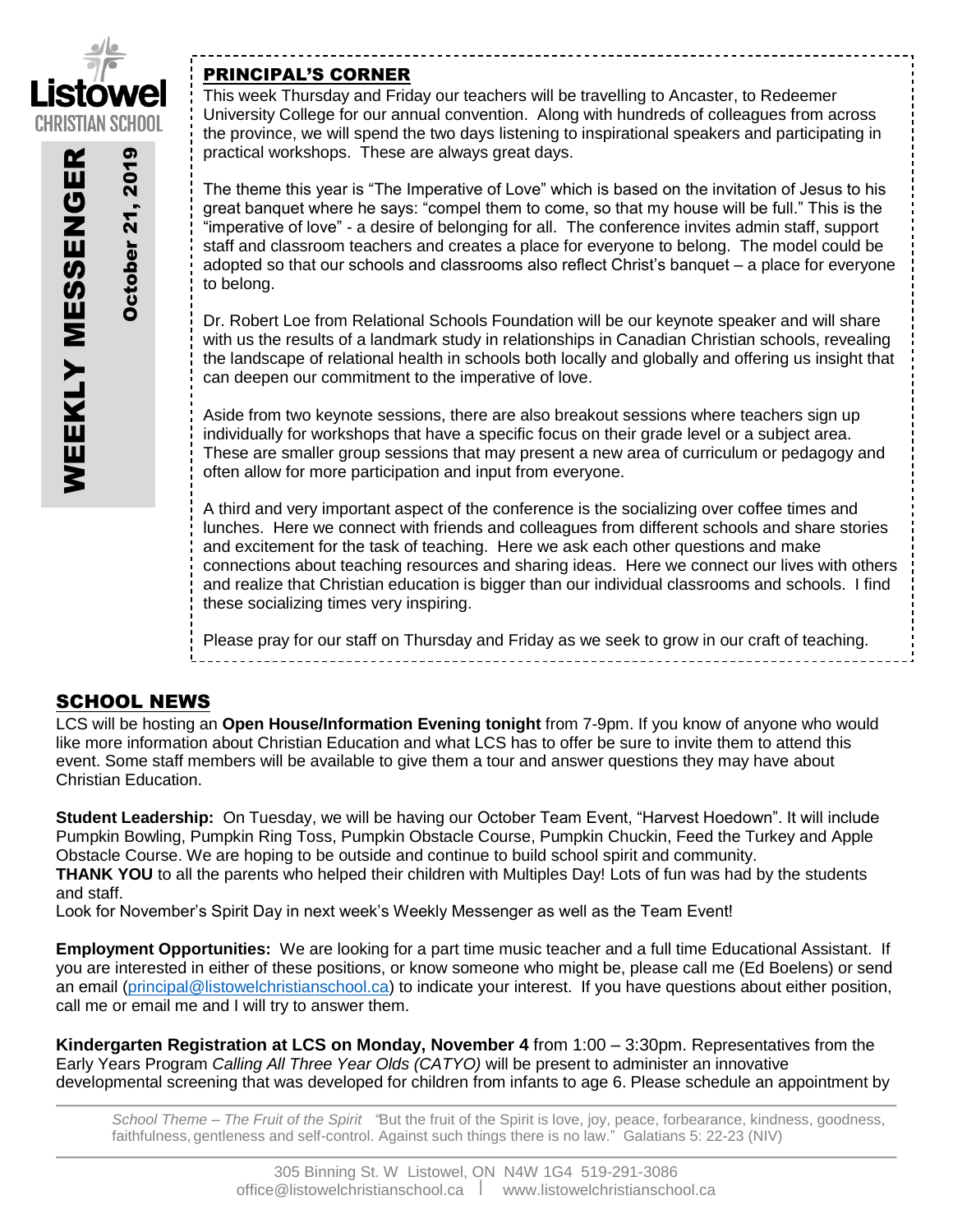Listowel Christian School

# WEEKLY MESSENGER

October 21, 2019

## PRINCIPAL'S CORNER

This week Thursday and Friday our teachers will be travelling to Ancaster, to Redeemer University College for our annual convention. Along with hundreds of colleagues from across the province, we will spend the two days listening to inspirational speakers and participating in practical workshops. These are always great days.

The theme this year is "The Imperative of Love" which is based on the invitation of Jesus to his great banquet where he says: "compel them to come, so that my house will be full." This is the "imperative of love" - a desire of belonging for all. The conference invites admin staff, support staff and classroom teachers and creates a place for everyone to belong. The model could be adopted so that our schools and classrooms also reflect Christ's banquet – a place for everyone to belong.

Dr. Robert Loe from Relational Schools Foundation will be our keynote speaker and will share with us the results of a landmark study in relationships in Canadian Christian schools, revealing the landscape of relational health in schools both locally and globally and offering us insight that can deepen our commitment to the imperative of love.

Aside from two keynote sessions, there are also breakout sessions where teachers sign up individually for workshops that have a specific focus on their grade level or a subject area. These are smaller group sessions that may present a new area of curriculum or pedagogy and often allow for more participation and input from everyone.

A third and very important aspect of the conference is the socializing over coffee times and lunches. Here we connect with friends and colleagues from different schools and share stories and excitement for the task of teaching. Here we ask each other questions and make connections about teaching resources and sharing ideas. Here we connect our lives with others and realize that Christian education is bigger than our individual classrooms and schools. I find these socializing times very inspiring.

Please pray for our staff on Thursday and Friday as we seek to grow in our craft of teaching.

## SCHOOL NEWS

LCS will be hosting an **Open House/Information Evening tonight** from 7-9pm. If you know of anyone who would like more information about Christian Education and what LCS has to offer be sure to invite them to attend this event. Some staff members will be available to give them a tour and answer questions they may have about Christian Education.

**Student Leadership:** On Tuesday, we will be having our October Team Event, "Harvest Hoedown". It will include Pumpkin Bowling, Pumpkin Ring Toss, Pumpkin Obstacle Course, Pumpkin Chuckin, Feed the Turkey and Apple Obstacle Course. We are hoping to be outside and continue to build school spirit and community.
**THANK YOU** to all the parents who helped their children with Multiples Day! Lots of fun was had by the students and staff.
Look for November's Spirit Day in next week's Weekly Messenger as well as the Team Event!

**Employment Opportunities:** We are looking for a part time music teacher and a full time Educational Assistant. If you are interested in either of these positions, or know someone who might be, please call me (Ed Boelens) or send an email (principal@listowelchristianschool.ca) to indicate your interest. If you have questions about either position, call me or email me and I will try to answer them.

**Kindergarten Registration at LCS on Monday, November 4** from 1:00 – 3:30pm. Representatives from the Early Years Program *Calling All Three Year Olds (CATYO)* will be present to administer an innovative developmental screening that was developed for children from infants to age 6. Please schedule an appointment by

*School Theme – The Fruit of the Spirit "*But the fruit of the Spirit is love, joy, peace, forbearance, kindness, goodness, faithfulness, gentleness and self-control. Against such things there is no law." Galatians 5: 22-23 (NIV)

305 Binning St. W Listowel, ON N4W 1G4 519-291-3086
office@listowelchristianschool.ca | www.listowelchristianschool.ca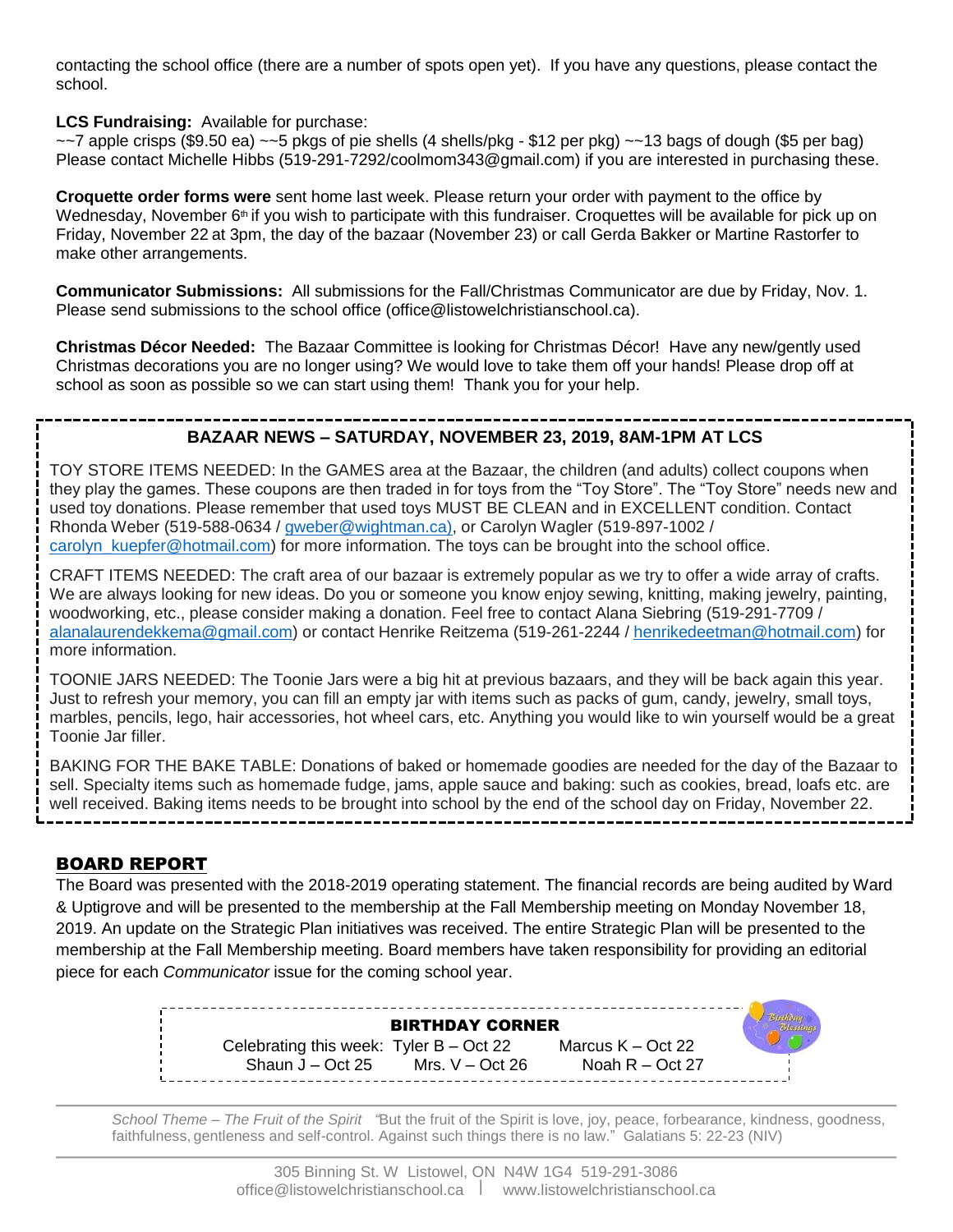contacting the school office (there are a number of spots open yet). If you have any questions, please contact the school.

**LCS Fundraising:** Available for purchase:
~~7 apple crisps ($9.50 ea) ~~5 pkgs of pie shells (4 shells/pkg - $12 per pkg) ~~13 bags of dough ($5 per bag)
Please contact Michelle Hibbs (519-291-7292/coolmom343@gmail.com) if you are interested in purchasing these.

**Croquette order forms were** sent home last week. Please return your order with payment to the office by Wednesday, November 6th if you wish to participate with this fundraiser. Croquettes will be available for pick up on Friday, November 22 at 3pm, the day of the bazaar (November 23) or call Gerda Bakker or Martine Rastorfer to make other arrangements.

**Communicator Submissions:** All submissions for the Fall/Christmas Communicator are due by Friday, Nov. 1. Please send submissions to the school office (office@listowelchristianschool.ca).

**Christmas Décor Needed:** The Bazaar Committee is looking for Christmas Décor! Have any new/gently used Christmas decorations you are no longer using? We would love to take them off your hands! Please drop off at school as soon as possible so we can start using them! Thank you for your help.

### BAZAAR NEWS – SATURDAY, NOVEMBER 23, 2019, 8AM-1PM AT LCS

TOY STORE ITEMS NEEDED: In the GAMES area at the Bazaar, the children (and adults) collect coupons when they play the games. These coupons are then traded in for toys from the "Toy Store". The "Toy Store" needs new and used toy donations. Please remember that used toys MUST BE CLEAN and in EXCELLENT condition. Contact Rhonda Weber (519-588-0634 / gweber@wightman.ca), or Carolyn Wagler (519-897-1002 / carolyn_kuepfer@hotmail.com) for more information. The toys can be brought into the school office.

CRAFT ITEMS NEEDED: The craft area of our bazaar is extremely popular as we try to offer a wide array of crafts. We are always looking for new ideas. Do you or someone you know enjoy sewing, knitting, making jewelry, painting, woodworking, etc., please consider making a donation. Feel free to contact Alana Siebring (519-291-7709 / alanalaurendekkema@gmail.com) or contact Henrike Reitzema (519-261-2244 / henrikedeetman@hotmail.com) for more information.

TOONIE JARS NEEDED: The Toonie Jars were a big hit at previous bazaars, and they will be back again this year. Just to refresh your memory, you can fill an empty jar with items such as packs of gum, candy, jewelry, small toys, marbles, pencils, lego, hair accessories, hot wheel cars, etc. Anything you would like to win yourself would be a great Toonie Jar filler.

BAKING FOR THE BAKE TABLE: Donations of baked or homemade goodies are needed for the day of the Bazaar to sell. Specialty items such as homemade fudge, jams, apple sauce and baking: such as cookies, bread, loafs etc. are well received. Baking items needs to be brought into school by the end of the school day on Friday, November 22.

## BOARD REPORT

The Board was presented with the 2018-2019 operating statement. The financial records are being audited by Ward & Uptigrove and will be presented to the membership at the Fall Membership meeting on Monday November 18, 2019. An update on the Strategic Plan initiatives was received. The entire Strategic Plan will be presented to the membership at the Fall Membership meeting. Board members have taken responsibility for providing an editorial piece for each *Communicator* issue for the coming school year.

### BIRTHDAY CORNER

Celebrating this week: Tyler B – Oct 22 Marcus K – Oct 22
Shaun J – Oct 25 Mrs. V – Oct 26 Noah R – Oct 27

*School Theme – The Fruit of the Spirit* "But the fruit of the Spirit is love, joy, peace, forbearance, kindness, goodness, faithfulness, gentleness and self-control. Against such things there is no law." Galatians 5: 22-23 (NIV)

305 Binning St. W Listowel, ON N4W 1G4 519-291-3086
office@listowelchristianschool.ca | www.listowelchristianschool.ca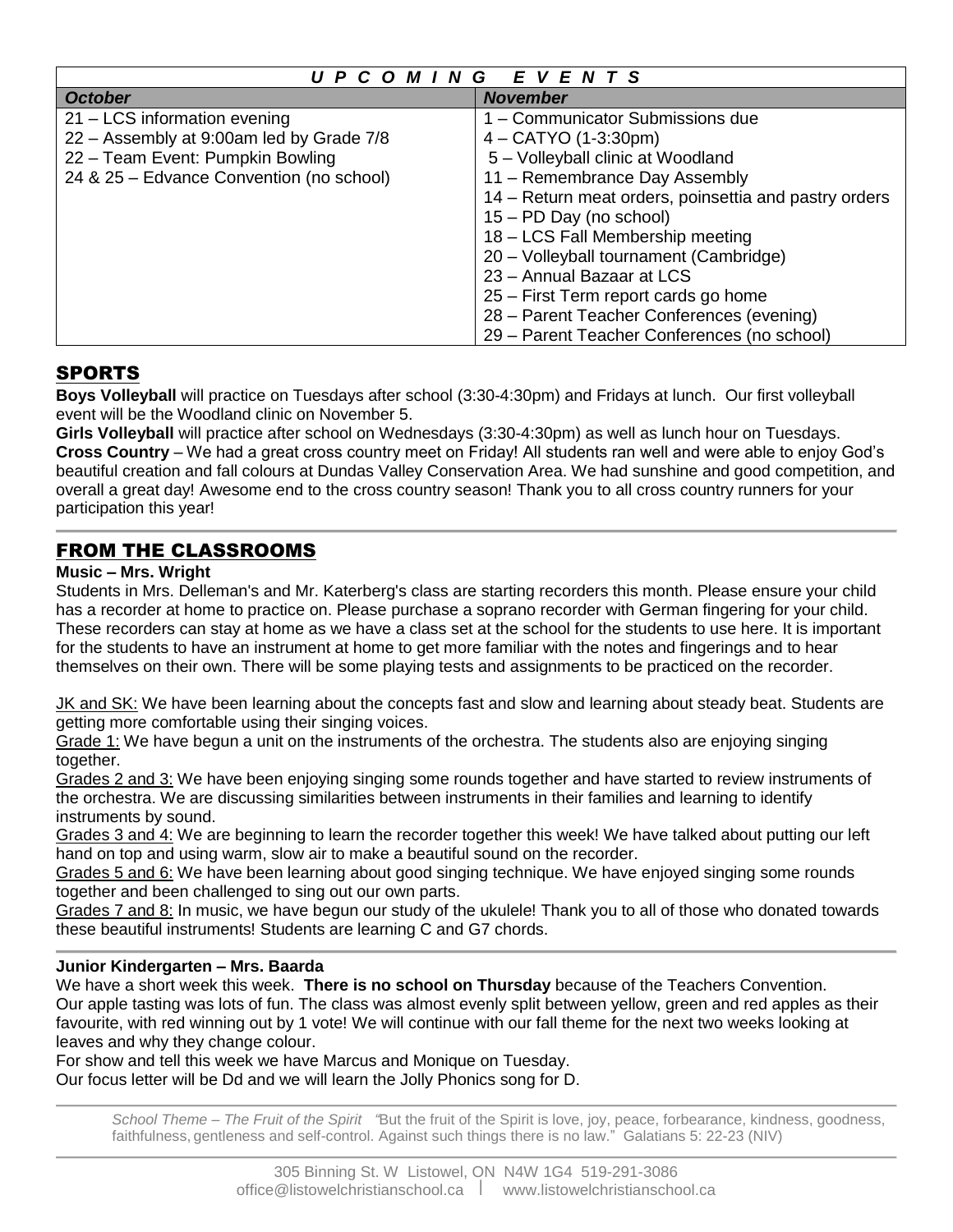| UPCOMING EVENTS | |
|---|---|
| ***October*** | ***November*** |
| 21 – LCS information evening<br>22 – Assembly at 9:00am led by Grade 7/8<br>22 – Team Event: Pumpkin Bowling<br>24 & 25 – Edvance Convention (no school) | 1 – Communicator Submissions due<br>4 – CATYO (1-3:30pm)<br>5 – Volleyball clinic at Woodland<br>11 – Remembrance Day Assembly<br>14 – Return meat orders, poinsettia and pastry orders<br>15 – PD Day (no school)<br>18 – LCS Fall Membership meeting<br>20 – Volleyball tournament (Cambridge)<br>23 – Annual Bazaar at LCS<br>25 – First Term report cards go home<br>28 – Parent Teacher Conferences (evening)<br>29 – Parent Teacher Conferences (no school) |

## SPORTS

**Boys Volleyball** will practice on Tuesdays after school (3:30-4:30pm) and Fridays at lunch. Our first volleyball event will be the Woodland clinic on November 5.

**Girls Volleyball** will practice after school on Wednesdays (3:30-4:30pm) as well as lunch hour on Tuesdays.

**Cross Country** – We had a great cross country meet on Friday! All students ran well and were able to enjoy God's beautiful creation and fall colours at Dundas Valley Conservation Area. We had sunshine and good competition, and overall a great day! Awesome end to the cross country season! Thank you to all cross country runners for your participation this year!

## FROM THE CLASSROOMS

**Music – Mrs. Wright**

Students in Mrs. Delleman's and Mr. Katerberg's class are starting recorders this month. Please ensure your child has a recorder at home to practice on. Please purchase a soprano recorder with German fingering for your child. These recorders can stay at home as we have a class set at the school for the students to use here. It is important for the students to have an instrument at home to get more familiar with the notes and fingerings and to hear themselves on their own. There will be some playing tests and assignments to be practiced on the recorder.

JK and SK: We have been learning about the concepts fast and slow and learning about steady beat. Students are getting more comfortable using their singing voices.

Grade 1: We have begun a unit on the instruments of the orchestra. The students also are enjoying singing together.

Grades 2 and 3: We have been enjoying singing some rounds together and have started to review instruments of the orchestra. We are discussing similarities between instruments in their families and learning to identify instruments by sound.

Grades 3 and 4: We are beginning to learn the recorder together this week! We have talked about putting our left hand on top and using warm, slow air to make a beautiful sound on the recorder.

Grades 5 and 6: We have been learning about good singing technique. We have enjoyed singing some rounds together and been challenged to sing out our own parts.

Grades 7 and 8: In music, we have begun our study of the ukulele! Thank you to all of those who donated towards these beautiful instruments! Students are learning C and G7 chords.

**Junior Kindergarten – Mrs. Baarda**

We have a short week this week. **There is no school on Thursday** because of the Teachers Convention.
Our apple tasting was lots of fun. The class was almost evenly split between yellow, green and red apples as their favourite, with red winning out by 1 vote! We will continue with our fall theme for the next two weeks looking at leaves and why they change colour.

For show and tell this week we have Marcus and Monique on Tuesday.

Our focus letter will be Dd and we will learn the Jolly Phonics song for D.

*School Theme – The Fruit of the Spirit* "But the fruit of the Spirit is love, joy, peace, forbearance, kindness, goodness, faithfulness, gentleness and self-control. Against such things there is no law." Galatians 5: 22-23 (NIV)

305 Binning St. W Listowel, ON N4W 1G4 519-291-3086
office@listowelchristianschool.ca | www.listowelchristianschool.ca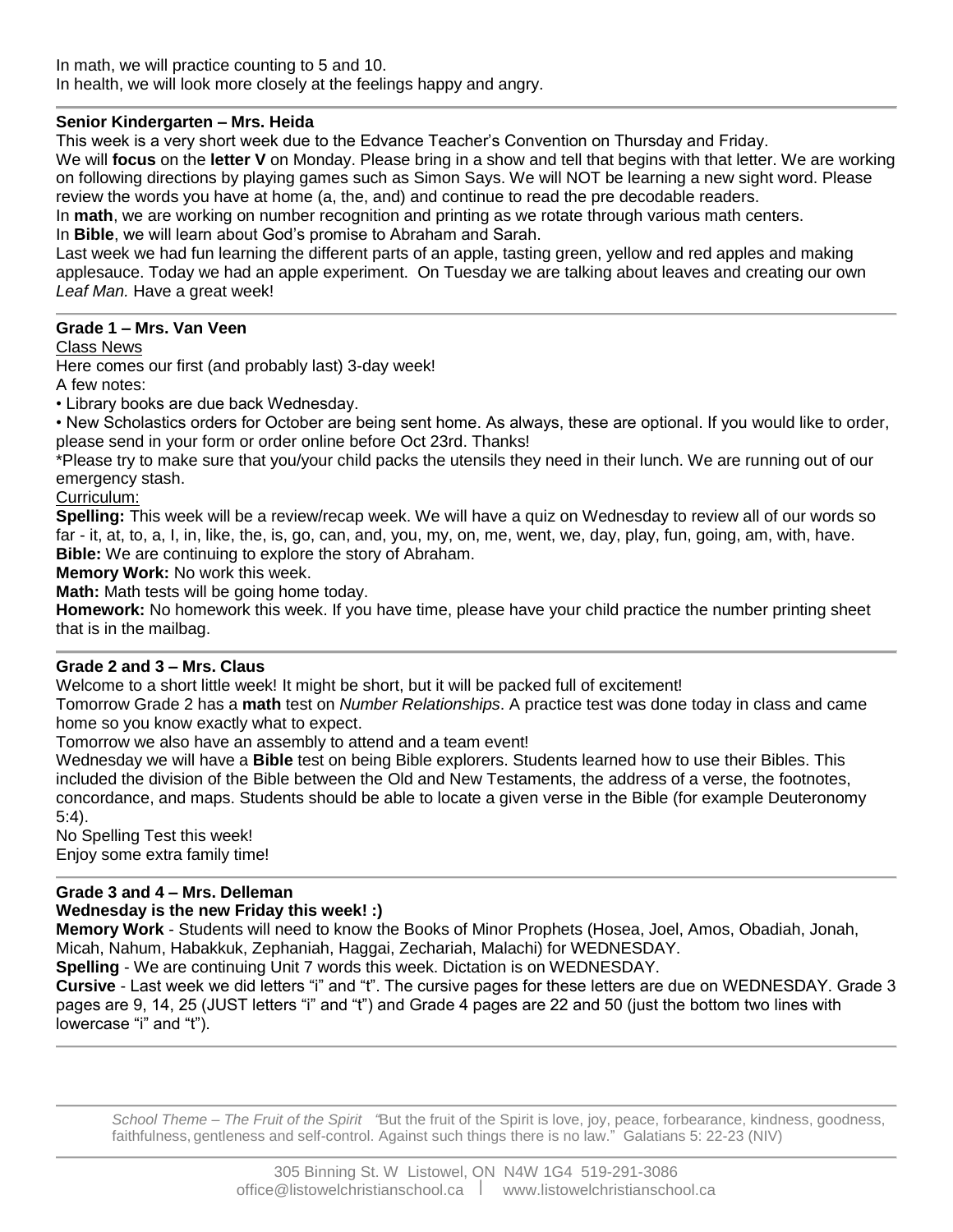In math, we will practice counting to 5 and 10.
In health, we will look more closely at the feelings happy and angry.

---

**Senior Kindergarten – Mrs. Heida**

This week is a very short week due to the Edvance Teacher's Convention on Thursday and Friday.
We will **focus** on the **letter V** on Monday. Please bring in a show and tell that begins with that letter. We are working on following directions by playing games such as Simon Says. We will NOT be learning a new sight word. Please review the words you have at home (a, the, and) and continue to read the pre decodable readers.
In **math**, we are working on number recognition and printing as we rotate through various math centers.
In **Bible**, we will learn about God's promise to Abraham and Sarah.
Last week we had fun learning the different parts of an apple, tasting green, yellow and red apples and making applesauce. Today we had an apple experiment. On Tuesday we are talking about leaves and creating our own *Leaf Man.* Have a great week!

---

**Grade 1 – Mrs. Van Veen**

Class News

Here comes our first (and probably last) 3-day week!
A few notes:

• Library books are due back Wednesday.
• New Scholastics orders for October are being sent home. As always, these are optional. If you would like to order, please send in your form or order online before Oct 23rd. Thanks!

*Please try to make sure that you/your child packs the utensils they need in their lunch. We are running out of our emergency stash.

Curriculum:

**Spelling:** This week will be a review/recap week. We will have a quiz on Wednesday to review all of our words so far - it, at, to, a, I, in, like, the, is, go, can, and, you, my, on, me, went, we, day, play, fun, going, am, with, have.
**Bible:** We are continuing to explore the story of Abraham.
**Memory Work:** No work this week.
**Math:** Math tests will be going home today.
**Homework:** No homework this week. If you have time, please have your child practice the number printing sheet that is in the mailbag.

---

**Grade 2 and 3 – Mrs. Claus**

Welcome to a short little week! It might be short, but it will be packed full of excitement!
Tomorrow Grade 2 has a **math** test on *Number Relationships*. A practice test was done today in class and came home so you know exactly what to expect.
Tomorrow we also have an assembly to attend and a team event!
Wednesday we will have a **Bible** test on being Bible explorers. Students learned how to use their Bibles. This included the division of the Bible between the Old and New Testaments, the address of a verse, the footnotes, concordance, and maps. Students should be able to locate a given verse in the Bible (for example Deuteronomy 5:4).
No Spelling Test this week!
Enjoy some extra family time!

---

**Grade 3 and 4 – Mrs. Delleman**

**Wednesday is the new Friday this week! :)**

**Memory Work** - Students will need to know the Books of Minor Prophets (Hosea, Joel, Amos, Obadiah, Jonah, Micah, Nahum, Habakkuk, Zephaniah, Haggai, Zechariah, Malachi) for WEDNESDAY.
**Spelling** - We are continuing Unit 7 words this week. Dictation is on WEDNESDAY.
**Cursive** - Last week we did letters "i" and "t". The cursive pages for these letters are due on WEDNESDAY. Grade 3 pages are 9, 14, 25 (JUST letters "i" and "t") and Grade 4 pages are 22 and 50 (just the bottom two lines with lowercase "i" and "t").

---

*School Theme – The Fruit of the Spirit "*But the fruit of the Spirit is love, joy, peace, forbearance, kindness, goodness, faithfulness, gentleness and self-control. Against such things there is no law." Galatians 5: 22-23 (NIV)

305 Binning St. W Listowel, ON N4W 1G4 519-291-3086
office@listowelchristianschool.ca | www.listowelchristianschool.ca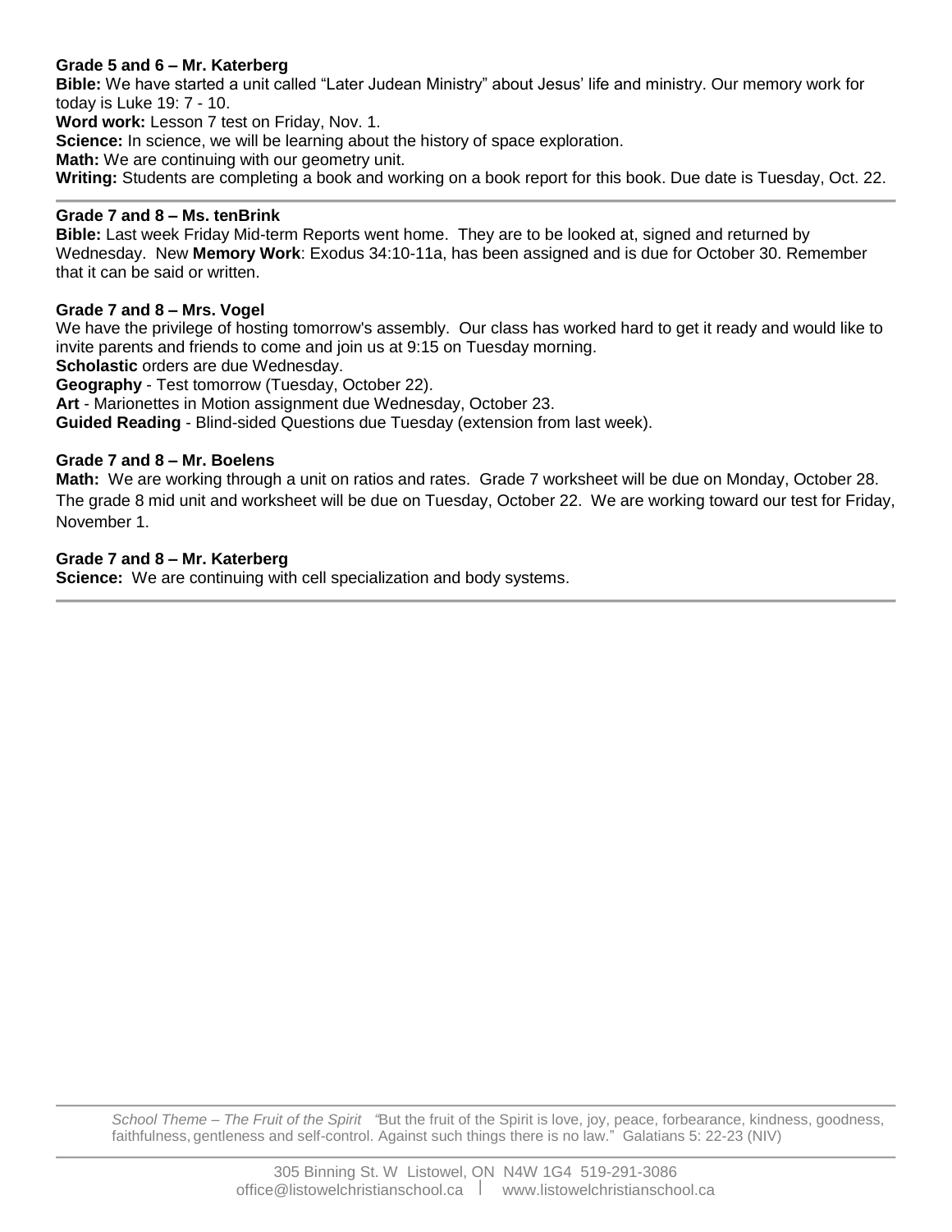### Grade 5 and 6 – Mr. Katerberg

**Bible:** We have started a unit called "Later Judean Ministry" about Jesus' life and ministry. Our memory work for today is Luke 19: 7 - 10.

**Word work:** Lesson 7 test on Friday, Nov. 1.

**Science:** In science, we will be learning about the history of space exploration.

**Math:** We are continuing with our geometry unit.

**Writing:** Students are completing a book and working on a book report for this book. Due date is Tuesday, Oct. 22.

---

### Grade 7 and 8 – Ms. tenBrink

**Bible:** Last week Friday Mid-term Reports went home. They are to be looked at, signed and returned by Wednesday. New **Memory Work**: Exodus 34:10-11a, has been assigned and is due for October 30. Remember that it can be said or written.

### Grade 7 and 8 – Mrs. Vogel

We have the privilege of hosting tomorrow's assembly. Our class has worked hard to get it ready and would like to invite parents and friends to come and join us at 9:15 on Tuesday morning.

**Scholastic** orders are due Wednesday.

**Geography** - Test tomorrow (Tuesday, October 22).

**Art** - Marionettes in Motion assignment due Wednesday, October 23.

**Guided Reading** - Blind-sided Questions due Tuesday (extension from last week).

### Grade 7 and 8 – Mr. Boelens

**Math:** We are working through a unit on ratios and rates. Grade 7 worksheet will be due on Monday, October 28. The grade 8 mid unit and worksheet will be due on Tuesday, October 22. We are working toward our test for Friday, November 1.

### Grade 7 and 8 – Mr. Katerberg

**Science:** We are continuing with cell specialization and body systems.

---

*School Theme – The Fruit of the Spirit* "But the fruit of the Spirit is love, joy, peace, forbearance, kindness, goodness, faithfulness, gentleness and self-control. Against such things there is no law." Galatians 5: 22-23 (NIV)

305 Binning St. W Listowel, ON N4W 1G4 519-291-3086
office@listowelchristianschool.ca | www.listowelchristianschool.ca